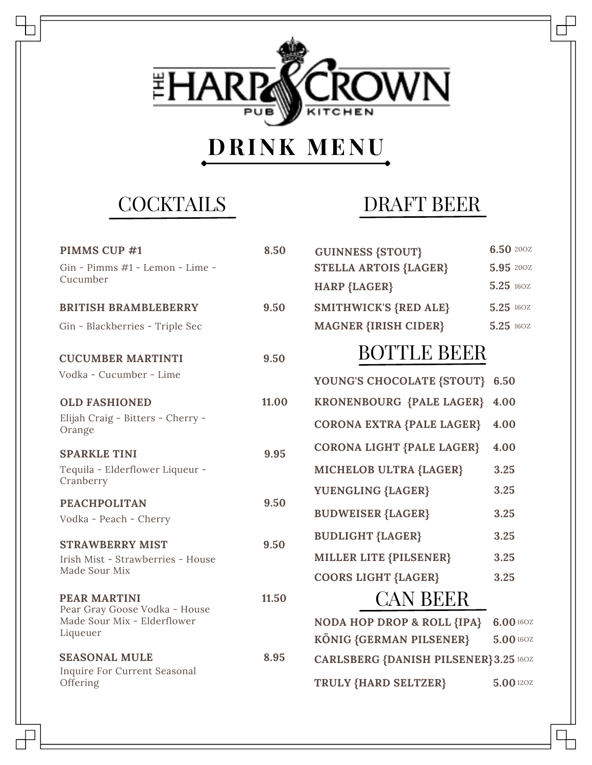# THE HARP & CROWN

PUB KITCHEN

# DRINK MENU

## COCKTAILS

**PIMMS CUP #1** 8.50

Gin - Pimms #1 - Lemon - Lime - Cucumber

**BRITISH BRAMBLEBERRY** 9.50

Gin - Blackberries - Triple Sec

**CUCUMBER MARTINTI** 9.50

Vodka - Cucumber - Lime

**OLD FASHIONED** 11.00

Elijah Craig - Bitters - Cherry - Orange

**SPARKLE TINI** 9.95

Tequila - Elderflower Liqueur - Cranberry

**PEACHPOLITAN** 9.50

Vodka - Peach - Cherry

**STRAWBERRY MIST** 9.50

Irish Mist - Strawberries - House Made Sour Mix

**PEAR MARTINI** 11.50

Pear Gray Goose Vodka - House Made Sour Mix - Elderflower Liqueuer

**SEASONAL MULE** 8.95

Inquire For Current Seasonal Offering

## DRAFT BEER

**GUINNESS {STOUT}** 6.50 20OZ

**STELLA ARTOIS {LAGER}** 5.95 20OZ

**HARP {LAGER}** 5.25 16OZ

**SMITHWICK'S {RED ALE}** 5.25 16OZ

**MAGNER {IRISH CIDER}** 5.25 16OZ

## BOTTLE BEER

**YOUNG'S CHOCOLATE {STOUT}** 6.50

**KRONENBOURG {PALE LAGER}** 4.00

**CORONA EXTRA {PALE LAGER}** 4.00

**CORONA LIGHT {PALE LAGER}** 4.00

**MICHELOB ULTRA {LAGER}** 3.25

**YUENGLING {LAGER}** 3.25

**BUDWEISER {LAGER}** 3.25

**BUDLIGHT {LAGER}** 3.25

**MILLER LITE {PILSENER}** 3.25

**COORS LIGHT {LAGER}** 3.25

## CAN BEER

**NODA HOP DROP & ROLL {IPA}** 6.00 16OZ

**KÖNIG {GERMAN PILSENER}** 5.00 16OZ

**CARLSBERG {DANISH PILSENER}** 3.25 16OZ

**TRULY {HARD SELTZER}** 5.00 12OZ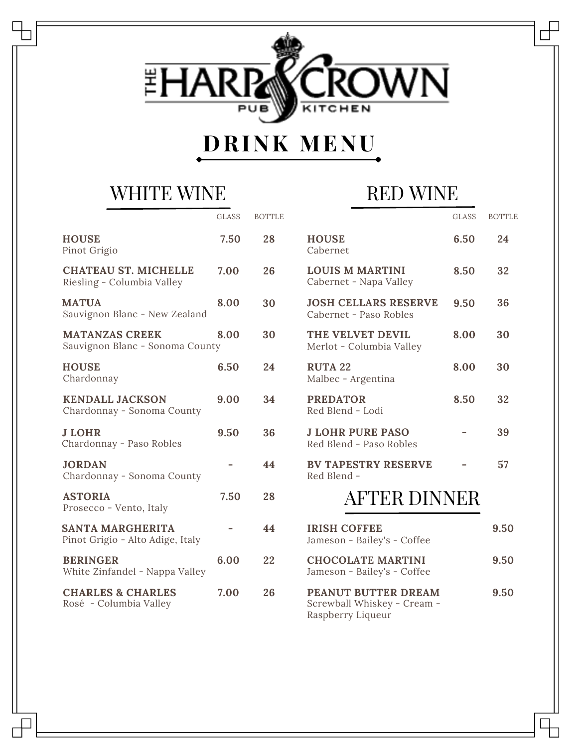THE HARP & CROWN

PUB KITCHEN

# DRINK MENU

## WHITE WINE

| | GLASS | BOTTLE |
|---|---|---|
| **HOUSE**<br>Pinot Grigio | 7.50 | 28 |
| **CHATEAU ST. MICHELLE**<br>Riesling - Columbia Valley | 7.00 | 26 |
| **MATUA**<br>Sauvignon Blanc - New Zealand | 8.00 | 30 |
| **MATANZAS CREEK**<br>Sauvignon Blanc - Sonoma County | 8.00 | 30 |
| **HOUSE**<br>Chardonnay | 6.50 | 24 |
| **KENDALL JACKSON**<br>Chardonnay - Sonoma County | 9.00 | 34 |
| **J LOHR**<br>Chardonnay - Paso Robles | 9.50 | 36 |
| **JORDAN**<br>Chardonnay - Sonoma County | - | 44 |
| **ASTORIA**<br>Prosecco - Vento, Italy | 7.50 | 28 |
| **SANTA MARGHERITA**<br>Pinot Grigio - Alto Adige, Italy | - | 44 |
| **BERINGER**<br>White Zinfandel - Nappa Valley | 6.00 | 22 |
| **CHARLES & CHARLES**<br>Rosé - Columbia Valley | 7.00 | 26 |

## RED WINE

| | GLASS | BOTTLE |
|---|---|---|
| **HOUSE**<br>Cabernet | 6.50 | 24 |
| **LOUIS M MARTINI**<br>Cabernet - Napa Valley | 8.50 | 32 |
| **JOSH CELLARS RESERVE**<br>Cabernet - Paso Robles | 9.50 | 36 |
| **THE VELVET DEVIL**<br>Merlot - Columbia Valley | 8.00 | 30 |
| **RUTA 22**<br>Malbec - Argentina | 8.00 | 30 |
| **PREDATOR**<br>Red Blend - Lodi | 8.50 | 32 |
| **J LOHR PURE PASO**<br>Red Blend - Paso Robles | - | 39 |
| **BV TAPESTRY RESERVE**<br>Red Blend - | - | 57 |

## AFTER DINNER

| | |
|---|---|
| **IRISH COFFEE**<br>Jameson - Bailey's - Coffee | 9.50 |
| **CHOCOLATE MARTINI**<br>Jameson - Bailey's - Coffee | 9.50 |
| **PEANUT BUTTER DREAM**<br>Screwball Whiskey - Cream - Raspberry Liqueur | 9.50 |